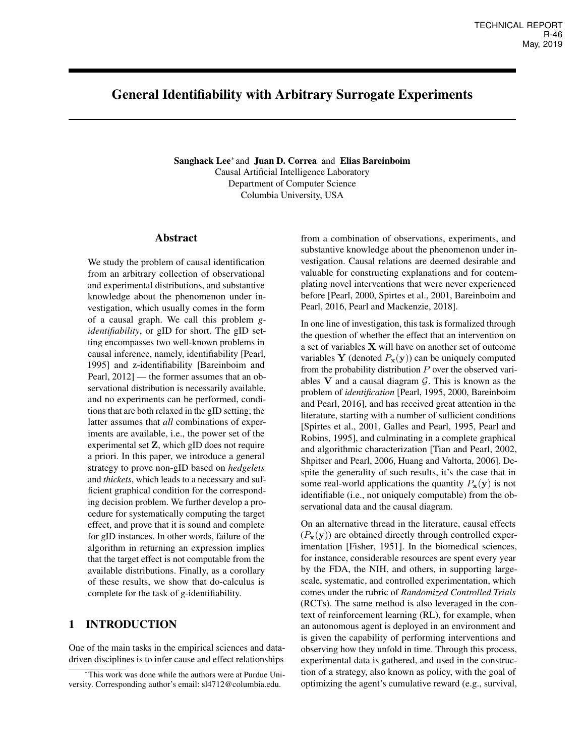TECHNICAL REPORT
R-46
May, 2019

# General Identifiability with Arbitrary Surrogate Experiments

**Sanghack Lee**[*] and **Juan D. Correa** and **Elias Bareinboim**
Causal Artificial Intelligence Laboratory
Department of Computer Science
Columbia University, USA

## Abstract

We study the problem of causal identification from an arbitrary collection of observational and experimental distributions, and substantive knowledge about the phenomenon under investigation, which usually comes in the form of a causal graph. We call this problem *g-identifiability*, or gID for short. The gID setting encompasses two well-known problems in causal inference, namely, identifiability [Pearl, 1995] and z-identifiability [Bareinboim and Pearl, 2012] — the former assumes that an observational distribution is necessarily available, and no experiments can be performed, conditions that are both relaxed in the gID setting; the latter assumes that *all* combinations of experiments are available, i.e., the power set of the experimental set $\mathbf{Z}$, which gID does not require a priori. In this paper, we introduce a general strategy to prove non-gID based on *hedgelets* and *thickets*, which leads to a necessary and sufficient graphical condition for the corresponding decision problem. We further develop a procedure for systematically computing the target effect, and prove that it is sound and complete for gID instances. In other words, failure of the algorithm in returning an expression implies that the target effect is not computable from the available distributions. Finally, as a corollary of these results, we show that do-calculus is complete for the task of g-identifiability.

## 1 INTRODUCTION

One of the main tasks in the empirical sciences and data-driven disciplines is to infer cause and effect relationships from a combination of observations, experiments, and substantive knowledge about the phenomenon under investigation. Causal relations are deemed desirable and valuable for constructing explanations and for contemplating novel interventions that were never experienced before [Pearl, 2000, Spirtes et al., 2001, Bareinboim and Pearl, 2016, Pearl and Mackenzie, 2018].

In one line of investigation, this task is formalized through the question of whether the effect that an intervention on a set of variables $\mathbf{X}$ will have on another set of outcome variables $\mathbf{Y}$ (denoted $P_{\mathbf{x}}(\mathbf{y})$) can be uniquely computed from the probability distribution $P$ over the observed variables $\mathbf{V}$ and a causal diagram $\mathcal{G}$. This is known as the problem of *identification* [Pearl, 1995, 2000, Bareinboim and Pearl, 2016], and has received great attention in the literature, starting with a number of sufficient conditions [Spirtes et al., 2001, Galles and Pearl, 1995, Pearl and Robins, 1995], and culminating in a complete graphical and algorithmic characterization [Tian and Pearl, 2002, Shpitser and Pearl, 2006, Huang and Valtorta, 2006]. Despite the generality of such results, it's the case that in some real-world applications the quantity $P_{\mathbf{x}}(\mathbf{y})$ is not identifiable (i.e., not uniquely computable) from the observational data and the causal diagram.

On an alternative thread in the literature, causal effects ($P_{\mathbf{x}}(\mathbf{y})$) are obtained directly through controlled experimentation [Fisher, 1951]. In the biomedical sciences, for instance, considerable resources are spent every year by the FDA, the NIH, and others, in supporting large-scale, systematic, and controlled experimentation, which comes under the rubric of *Randomized Controlled Trials* (RCTs). The same method is also leveraged in the context of reinforcement learning (RL), for example, when an autonomous agent is deployed in an environment and is given the capability of performing interventions and observing how they unfold in time. Through this process, experimental data is gathered, and used in the construction of a strategy, also known as policy, with the goal of optimizing the agent's cumulative reward (e.g., survival,

[*] This work was done while the authors were at Purdue University. Corresponding author's email: sl4712@columbia.edu.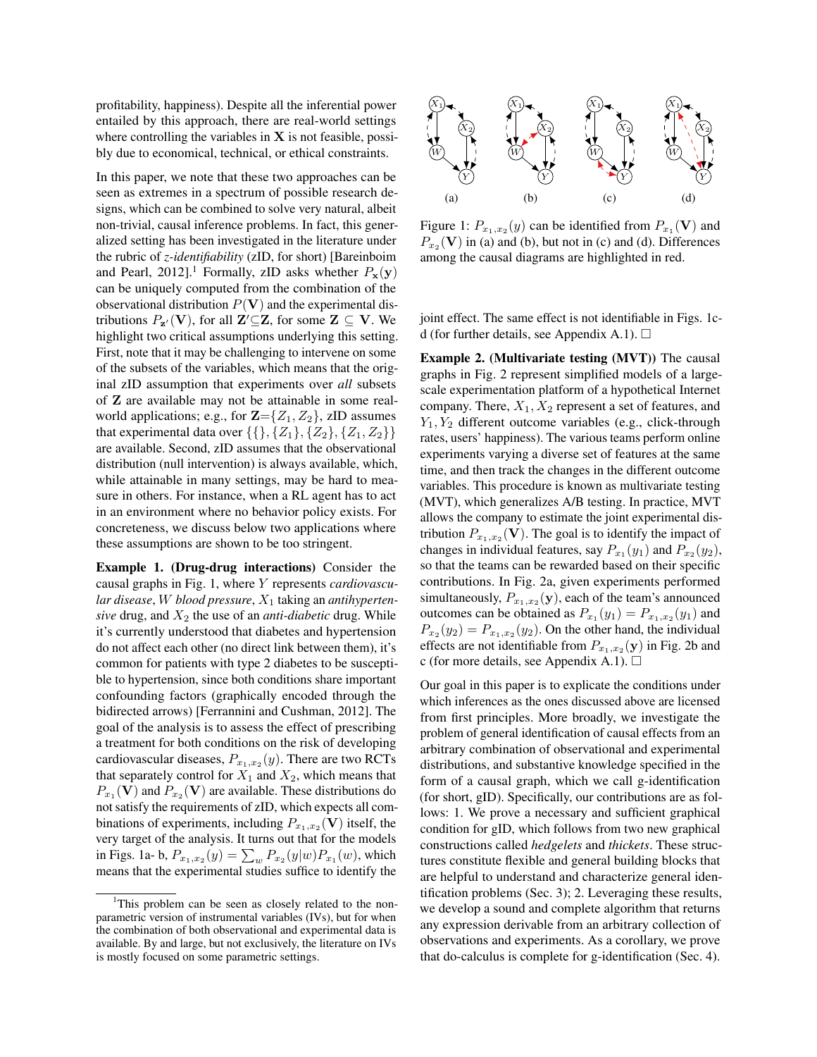profitability, happiness). Despite all the inferential power entailed by this approach, there are real-world settings where controlling the variables in $\mathbf{X}$ is not feasible, possibly due to economical, technical, or ethical constraints.

In this paper, we note that these two approaches can be seen as extremes in a spectrum of possible research designs, which can be combined to solve very natural, albeit non-trivial, causal inference problems. In fact, this generalized setting has been investigated in the literature under the rubric of *z-identifiability* (zID, for short) [Bareinboim and Pearl, 2012].[1] Formally, zID asks whether $P_{\mathbf{x}}(\mathbf{y})$ can be uniquely computed from the combination of the observational distribution $P(\mathbf{V})$ and the experimental distributions $P_{\mathbf{z}'}(\mathbf{V})$, for all $\mathbf{Z}' \subseteq \mathbf{Z}$, for some $\mathbf{Z} \subseteq \mathbf{V}$. We highlight two critical assumptions underlying this setting. First, note that it may be challenging to intervene on some of the subsets of the variables, which means that the original zID assumption that experiments over *all* subsets of $\mathbf{Z}$ are available may not be attainable in some real-world applications; e.g., for $\mathbf{Z}=\{Z_1, Z_2\}$, zID assumes that experimental data over $\{\{\}, \{Z_1\}, \{Z_2\}, \{Z_1, Z_2\}\}$ are available. Second, zID assumes that the observational distribution (null intervention) is always available, which, while attainable in many settings, may be hard to measure in others. For instance, when a RL agent has to act in an environment where no behavior policy exists. For concreteness, we discuss below two applications where these assumptions are shown to be too stringent.

**Example 1. (Drug-drug interactions)** Consider the causal graphs in Fig. 1, where $Y$ represents *cardiovascular disease*, $W$ *blood pressure*, $X_1$ taking an *antihypertensive* drug, and $X_2$ the use of an *anti-diabetic* drug. While it's currently understood that diabetes and hypertension do not affect each other (no direct link between them), it's common for patients with type 2 diabetes to be susceptible to hypertension, since both conditions share important confounding factors (graphically encoded through the bidirected arrows) [Ferrannini and Cushman, 2012]. The goal of the analysis is to assess the effect of prescribing a treatment for both conditions on the risk of developing cardiovascular diseases, $P_{x_1,x_2}(y)$. There are two RCTs that separately control for $X_1$ and $X_2$, which means that $P_{x_1}(\mathbf{V})$ and $P_{x_2}(\mathbf{V})$ are available. These distributions do not satisfy the requirements of zID, which expects all combinations of experiments, including $P_{x_1,x_2}(\mathbf{V})$ itself, the very target of the analysis. It turns out that for the models in Figs. 1a- b, $P_{x_1,x_2}(y) = \sum_w P_{x_2}(y|w)P_{x_1}(w)$, which means that the experimental studies suffice to identify the joint effect. The same effect is not identifiable in Figs. 1c-d (for further details, see Appendix A.1). $\square$

Figure 1: $P_{x_1,x_2}(y)$ can be identified from $P_{x_1}(\mathbf{V})$ and $P_{x_2}(\mathbf{V})$ in (a) and (b), but not in (c) and (d). Differences among the causal diagrams are highlighted in red.

**Example 2. (Multivariate testing (MVT))** The causal graphs in Fig. 2 represent simplified models of a large-scale experimentation platform of a hypothetical Internet company. There, $X_1, X_2$ represent a set of features, and $Y_1, Y_2$ different outcome variables (e.g., click-through rates, users' happiness). The various teams perform online experiments varying a diverse set of features at the same time, and then track the changes in the different outcome variables. This procedure is known as multivariate testing (MVT), which generalizes A/B testing. In practice, MVT allows the company to estimate the joint experimental distribution $P_{x_1,x_2}(\mathbf{V})$. The goal is to identify the impact of changes in individual features, say $P_{x_1}(y_1)$ and $P_{x_2}(y_2)$, so that the teams can be rewarded based on their specific contributions. In Fig. 2a, given experiments performed simultaneously, $P_{x_1,x_2}(\mathbf{y})$, each of the team's announced outcomes can be obtained as $P_{x_1}(y_1) = P_{x_1,x_2}(y_1)$ and $P_{x_2}(y_2) = P_{x_1,x_2}(y_2)$. On the other hand, the individual effects are not identifiable from $P_{x_1,x_2}(\mathbf{y})$ in Fig. 2b and c (for more details, see Appendix A.1). $\square$

Our goal in this paper is to explicate the conditions under which inferences as the ones discussed above are licensed from first principles. More broadly, we investigate the problem of general identification of causal effects from an arbitrary combination of observational and experimental distributions, and substantive knowledge specified in the form of a causal graph, which we call g-identification (for short, gID). Specifically, our contributions are as follows: 1. We prove a necessary and sufficient graphical condition for gID, which follows from two new graphical constructions called *hedgelets* and *thickets*. These structures constitute flexible and general building blocks that are helpful to understand and characterize general identification problems (Sec. 3); 2. Leveraging these results, we develop a sound and complete algorithm that returns any expression derivable from an arbitrary collection of observations and experiments. As a corollary, we prove that do-calculus is complete for g-identification (Sec. 4).

[1] This problem can be seen as closely related to the non-parametric version of instrumental variables (IVs), but for when the combination of both observational and experimental data is available. By and large, but not exclusively, the literature on IVs is mostly focused on some parametric settings.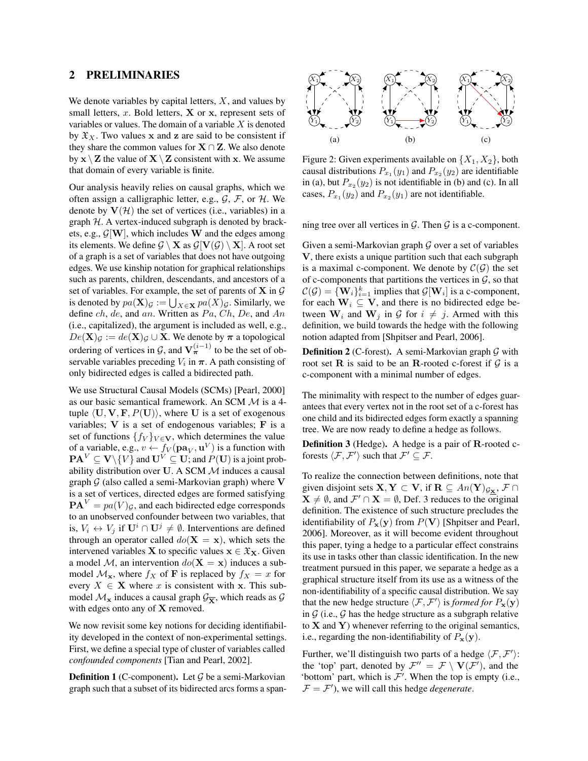## 2 PRELIMINARIES

We denote variables by capital letters, $X$, and values by small letters, $x$. Bold letters, $\mathbf{X}$ or $\mathbf{x}$, represent sets of variables or values. The domain of a variable $X$ is denoted by $\mathfrak{X}_X$. Two values $\mathbf{x}$ and $\mathbf{z}$ are said to be consistent if they share the common values for $\mathbf{X} \cap \mathbf{Z}$. We also denote by $\mathbf{x} \setminus \mathbf{Z}$ the value of $\mathbf{X} \setminus \mathbf{Z}$ consistent with $\mathbf{x}$. We assume that domain of every variable is finite.

Our analysis heavily relies on causal graphs, which we often assign a calligraphic letter, e.g., $\mathcal{G}$, $\mathcal{F}$, or $\mathcal{H}$. We denote by $\mathbf{V}(\mathcal{H})$ the set of vertices (i.e., variables) in a graph $\mathcal{H}$. A vertex-induced subgraph is denoted by brackets, e.g., $\mathcal{G}[\mathbf{W}]$, which includes $\mathbf{W}$ and the edges among its elements. We define $\mathcal{G} \setminus \mathbf{X}$ as $\mathcal{G}[\mathbf{V}(\mathcal{G}) \setminus \mathbf{X}]$. A root set of a graph is a set of variables that does not have outgoing edges. We use kinship notation for graphical relationships such as parents, children, descendants, and ancestors of a set of variables. For example, the set of parents of $\mathbf{X}$ in $\mathcal{G}$ is denoted by $pa(\mathbf{X})_{\mathcal{G}} := \bigcup_{X \in \mathbf{X}} pa(X)_{\mathcal{G}}$. Similarly, we define $ch$, $de$, and $an$. Written as $Pa$, $Ch$, $De$, and $An$ (i.e., capitalized), the argument is included as well, e.g., $De(\mathbf{X})_{\mathcal{G}} := de(\mathbf{X})_{\mathcal{G}} \cup \mathbf{X}$. We denote by $\boldsymbol{\pi}$ a topological ordering of vertices in $\mathcal{G}$, and $\mathbf{V}_{\boldsymbol{\pi}}^{(i-1)}$ to be the set of observable variables preceding $V_i$ in $\boldsymbol{\pi}$. A path consisting of only bidirected edges is called a bidirected path.

We use Structural Causal Models (SCMs) [Pearl, 2000] as our basic semantical framework. An SCM $\mathcal{M}$ is a 4-tuple $\langle \mathbf{U}, \mathbf{V}, \mathbf{F}, P(\mathbf{U}) \rangle$, where $\mathbf{U}$ is a set of exogenous variables; $\mathbf{V}$ is a set of endogenous variables; $\mathbf{F}$ is a set of functions $\{f_V\}_{V \in \mathbf{V}}$, which determines the value of a variable, e.g., $v \leftarrow f_V(\mathbf{pa}_V, \mathbf{u}^V)$ is a function with $\mathbf{PA}^V \subseteq \mathbf{V} \setminus \{V\}$ and $\mathbf{U}^V \subseteq \mathbf{U}$; and $P(\mathbf{U})$ is a joint probability distribution over $\mathbf{U}$. A SCM $\mathcal{M}$ induces a causal graph $\mathcal{G}$ (also called a semi-Markovian graph) where $\mathbf{V}$ is a set of vertices, directed edges are formed satisfying $\mathbf{PA}^V = pa(V)_{\mathcal{G}}$, and each bidirected edge corresponds to an unobserved confounder between two variables, that is, $V_i \leftrightarrow V_j$ if $\mathbf{U}^i \cap \mathbf{U}^j \neq \emptyset$. Interventions are defined through an operator called $do(\mathbf{X} = \mathbf{x})$, which sets the intervened variables $\mathbf{X}$ to specific values $\mathbf{x} \in \mathfrak{X}_{\mathbf{X}}$. Given a model $\mathcal{M}$, an intervention $do(\mathbf{X} = \mathbf{x})$ induces a submodel $\mathcal{M}_{\mathbf{x}}$, where $f_X$ of $\mathbf{F}$ is replaced by $f_X = x$ for every $X \in \mathbf{X}$ where $x$ is consistent with $\mathbf{x}$. This submodel $\mathcal{M}_{\mathbf{x}}$ induces a causal graph $\mathcal{G}_{\overline{\mathbf{X}}}$, which reads as $\mathcal{G}$ with edges onto any of $\mathbf{X}$ removed.

We now revisit some key notions for deciding identifiability developed in the context of non-experimental settings. First, we define a special type of cluster of variables called *confounded components* [Tian and Pearl, 2002].

**Definition 1** (C-component)**.** Let $\mathcal{G}$ be a semi-Markovian graph such that a subset of its bidirected arcs forms a spanning tree over all vertices in $\mathcal{G}$. Then $\mathcal{G}$ is a c-component.

Figure 2: Given experiments available on $\{X_1, X_2\}$, both causal distributions $P_{x_1}(y_1)$ and $P_{x_2}(y_2)$ are identifiable in (a), but $P_{x_2}(y_2)$ is not identifiable in (b) and (c). In all cases, $P_{x_1}(y_2)$ and $P_{x_2}(y_1)$ are not identifiable.

Given a semi-Markovian graph $\mathcal{G}$ over a set of variables $\mathbf{V}$, there exists a unique partition such that each subgraph is a maximal c-component. We denote by $\mathcal{C}(\mathcal{G})$ the set of c-components that partitions the vertices in $\mathcal{G}$, so that $\mathcal{C}(\mathcal{G}) = \{\mathbf{W}_i\}_{i=1}^k$ implies that $\mathcal{G}[\mathbf{W}_i]$ is a c-component, for each $\mathbf{W}_i \subseteq \mathbf{V}$, and there is no bidirected edge between $\mathbf{W}_i$ and $\mathbf{W}_j$ in $\mathcal{G}$ for $i \neq j$. Armed with this definition, we build towards the hedge with the following notion adapted from [Shpitser and Pearl, 2006].

**Definition 2** (C-forest)**.** A semi-Markovian graph $\mathcal{G}$ with root set $\mathbf{R}$ is said to be an $\mathbf{R}$-rooted c-forest if $\mathcal{G}$ is a c-component with a minimal number of edges.

The minimality with respect to the number of edges guarantees that every vertex not in the root set of a c-forest has one child and its bidirected edges form exactly a spanning tree. We are now ready to define a hedge as follows.

**Definition 3** (Hedge)**.** A hedge is a pair of $\mathbf{R}$-rooted c-forests $\langle \mathcal{F}, \mathcal{F}' \rangle$ such that $\mathcal{F}' \subseteq \mathcal{F}$.

To realize the connection between definitions, note that given disjoint sets $\mathbf{X}, \mathbf{Y} \subset \mathbf{V}$, if $\mathbf{R} \subseteq An(\mathbf{Y})_{\mathcal{G}_{\underline{\mathbf{X}}}}$, $\mathcal{F} \cap \mathbf{X} \neq \emptyset$, and $\mathcal{F}' \cap \mathbf{X} = \emptyset$, Def. 3 reduces to the original definition. The existence of such structure precludes the identifiability of $P_{\mathbf{x}}(\mathbf{y})$ from $P(\mathbf{V})$ [Shpitser and Pearl, 2006]. Moreover, as it will become evident throughout this paper, tying a hedge to a particular effect constrains its use in tasks other than classic identification. In the new treatment pursued in this paper, we separate a hedge as a graphical structure itself from its use as a witness of the non-identifiability of a specific causal distribution. We say that the new hedge structure $\langle \mathcal{F}, \mathcal{F}' \rangle$ is *formed for* $P_{\mathbf{x}}(\mathbf{y})$ in $\mathcal{G}$ (i.e., $\mathcal{G}$ has the hedge structure as a subgraph relative to $\mathbf{X}$ and $\mathbf{Y}$) whenever referring to the original semantics, i.e., regarding the non-identifiability of $P_{\mathbf{x}}(\mathbf{y})$.

Further, we'll distinguish two parts of a hedge $\langle \mathcal{F}, \mathcal{F}' \rangle$: the 'top' part, denoted by $\mathcal{F}'' = \mathcal{F} \setminus \mathbf{V}(\mathcal{F}')$, and the 'bottom' part, which is $\mathcal{F}'$. When the top is empty (i.e., $\mathcal{F} = \mathcal{F}'$), we will call this hedge *degenerate*.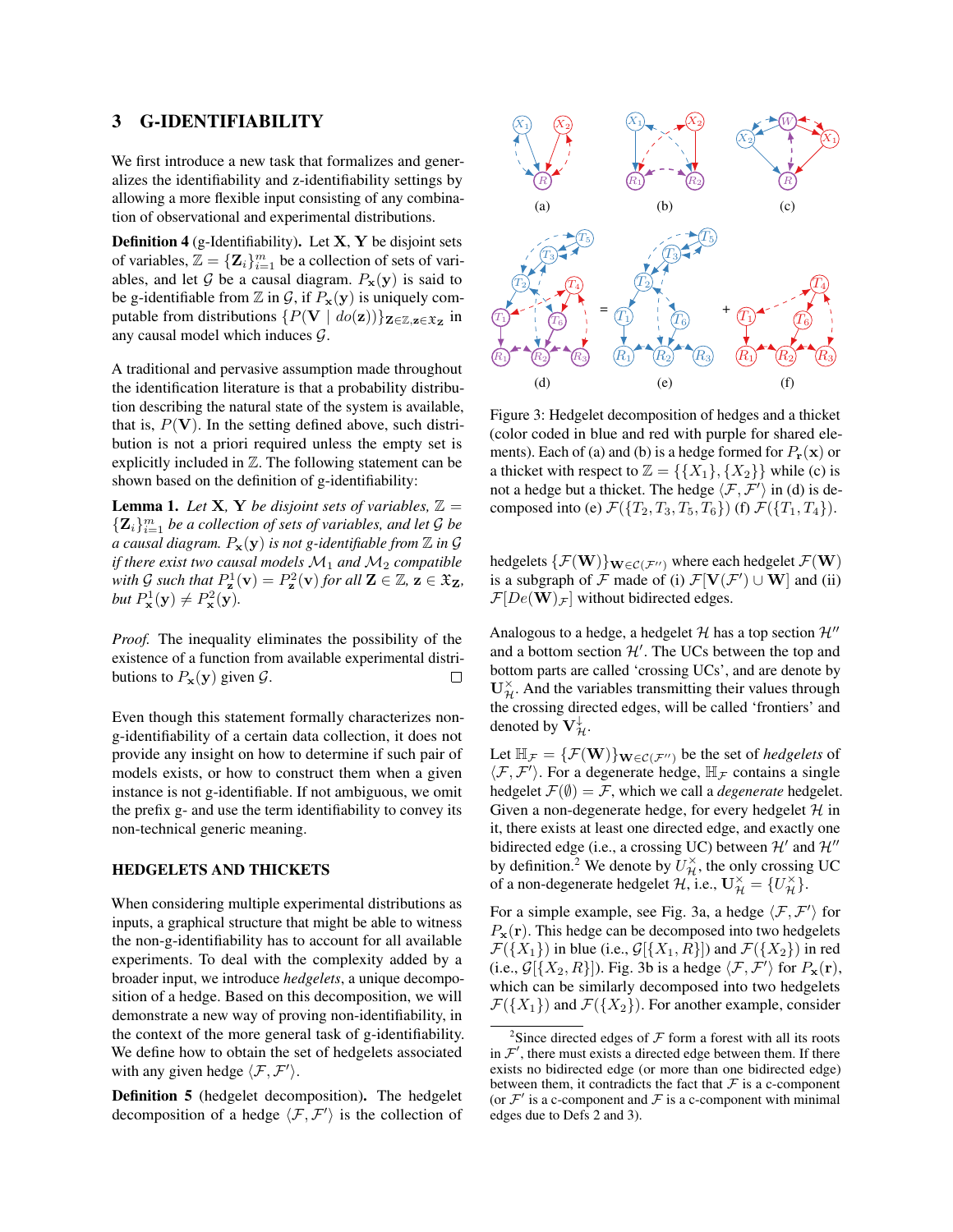## 3 G-IDENTIFIABILITY

We first introduce a new task that formalizes and generalizes the identifiability and z-identifiability settings by allowing a more flexible input consisting of any combination of observational and experimental distributions.

**Definition 4** (g-Identifiability)**.** Let $\mathbf{X}$, $\mathbf{Y}$ be disjoint sets of variables, $\mathbb{Z} = \{\mathbf{Z}_i\}_{i=1}^{m}$ be a collection of sets of variables, and let $\mathcal{G}$ be a causal diagram. $P_{\mathbf{x}}(\mathbf{y})$ is said to be g-identifiable from $\mathbb{Z}$ in $\mathcal{G}$, if $P_{\mathbf{x}}(\mathbf{y})$ is uniquely computable from distributions $\{P(\mathbf{V} \mid do(\mathbf{z}))\}_{\mathbf{Z}\in\mathbb{Z},\mathbf{z}\in\mathfrak{X}_{\mathbf{Z}}}$ in any causal model which induces $\mathcal{G}$.

A traditional and pervasive assumption made throughout the identification literature is that a probability distribution describing the natural state of the system is available, that is, $P(\mathbf{V})$. In the setting defined above, such distribution is not a priori required unless the empty set is explicitly included in $\mathbb{Z}$. The following statement can be shown based on the definition of g-identifiability:

**Lemma 1.** *Let $\mathbf{X}$, $\mathbf{Y}$ be disjoint sets of variables, $\mathbb{Z} = \{\mathbf{Z}_i\}_{i=1}^{m}$ be a collection of sets of variables, and let $\mathcal{G}$ be a causal diagram. $P_{\mathbf{x}}(\mathbf{y})$ is not g-identifiable from $\mathbb{Z}$ in $\mathcal{G}$ if there exist two causal models $\mathcal{M}_1$ and $\mathcal{M}_2$ compatible with $\mathcal{G}$ such that $P^1_{\mathbf{z}}(\mathbf{v}) = P^2_{\mathbf{z}}(\mathbf{v})$ for all $\mathbf{Z} \in \mathbb{Z}$, $\mathbf{z} \in \mathfrak{X}_{\mathbf{Z}}$, but $P^1_{\mathbf{x}}(\mathbf{y}) \neq P^2_{\mathbf{x}}(\mathbf{y})$.*

*Proof.* The inequality eliminates the possibility of the existence of a function from available experimental distributions to $P_{\mathbf{x}}(\mathbf{y})$ given $\mathcal{G}$. □

Even though this statement formally characterizes non-g-identifiability of a certain data collection, it does not provide any insight on how to determine if such pair of models exists, or how to construct them when a given instance is not g-identifiable. If not ambiguous, we omit the prefix g- and use the term identifiability to convey its non-technical generic meaning.

### HEDGELETS AND THICKETS

When considering multiple experimental distributions as inputs, a graphical structure that might be able to witness the non-g-identifiability has to account for all available experiments. To deal with the complexity added by a broader input, we introduce *hedgelets*, a unique decomposition of a hedge. Based on this decomposition, we will demonstrate a new way of proving non-identifiability, in the context of the more general task of g-identifiability. We define how to obtain the set of hedgelets associated with any given hedge $\langle\mathcal{F}, \mathcal{F}'\rangle$.

**Definition 5** (hedgelet decomposition)**.** The hedgelet decomposition of a hedge $\langle\mathcal{F}, \mathcal{F}'\rangle$ is the collection of hedgelets $\{\mathcal{F}(\mathbf{W})\}_{\mathbf{W}\in\mathcal{C}(\mathcal{F}'')}$ where each hedgelet $\mathcal{F}(\mathbf{W})$ is a subgraph of $\mathcal{F}$ made of (i) $\mathcal{F}[\mathbf{V}(\mathcal{F}') \cup \mathbf{W}]$ and (ii) $\mathcal{F}[De(\mathbf{W})_{\mathcal{F}}]$ without bidirected edges.

Figure 3: Hedgelet decomposition of hedges and a thicket (color coded in blue and red with purple for shared elements). Each of (a) and (b) is a hedge formed for $P_{\mathbf{r}}(\mathbf{x})$ or a thicket with respect to $\mathbb{Z} = \{\{X_1\}, \{X_2\}\}$ while (c) is not a hedge but a thicket. The hedge $\langle\mathcal{F}, \mathcal{F}'\rangle$ in (d) is decomposed into (e) $\mathcal{F}(\{T_2, T_3, T_5, T_6\})$ (f) $\mathcal{F}(\{T_1, T_4\})$.

Analogous to a hedge, a hedgelet $\mathcal{H}$ has a top section $\mathcal{H}''$ and a bottom section $\mathcal{H}'$. The UCs between the top and bottom parts are called 'crossing UCs', and are denote by $\mathbf{U}^{\times}_{\mathcal{H}}$. And the variables transmitting their values through the crossing directed edges, will be called 'frontiers' and denoted by $\mathbf{V}^{\downarrow}_{\mathcal{H}}$.

Let $\mathbb{H}_{\mathcal{F}} = \{\mathcal{F}(\mathbf{W})\}_{\mathbf{W}\in\mathcal{C}(\mathcal{F}'')}$ be the set of *hedgelets* of $\langle\mathcal{F}, \mathcal{F}'\rangle$. For a degenerate hedge, $\mathbb{H}_{\mathcal{F}}$ contains a single hedgelet $\mathcal{F}(\emptyset) = \mathcal{F}$, which we call a *degenerate* hedgelet. Given a non-degenerate hedge, for every hedgelet $\mathcal{H}$ in it, there exists at least one directed edge, and exactly one bidirected edge (i.e., a crossing UC) between $\mathcal{H}'$ and $\mathcal{H}''$ by definition.[2] We denote by $U^{\times}_{\mathcal{H}}$, the only crossing UC of a non-degenerate hedgelet $\mathcal{H}$, i.e., $\mathbf{U}^{\times}_{\mathcal{H}} = \{U^{\times}_{\mathcal{H}}\}$.

For a simple example, see Fig. 3a, a hedge $\langle\mathcal{F}, \mathcal{F}'\rangle$ for $P_{\mathbf{x}}(\mathbf{r})$. This hedge can be decomposed into two hedgelets $\mathcal{F}(\{X_1\})$ in blue (i.e., $\mathcal{G}[\{X_1, R\}]$) and $\mathcal{F}(\{X_2\})$ in red (i.e., $\mathcal{G}[\{X_2, R\}]$). Fig. 3b is a hedge $\langle\mathcal{F}, \mathcal{F}'\rangle$ for $P_{\mathbf{x}}(\mathbf{r})$, which can be similarly decomposed into two hedgelets $\mathcal{F}(\{X_1\})$ and $\mathcal{F}(\{X_2\})$. For another example, consider

[2] Since directed edges of $\mathcal{F}$ form a forest with all its roots in $\mathcal{F}'$, there must exists a directed edge between them. If there exists no bidirected edge (or more than one bidirected edge) between them, it contradicts the fact that $\mathcal{F}$ is a c-component (or $\mathcal{F}'$ is a c-component and $\mathcal{F}$ is a c-component with minimal edges due to Defs 2 and 3).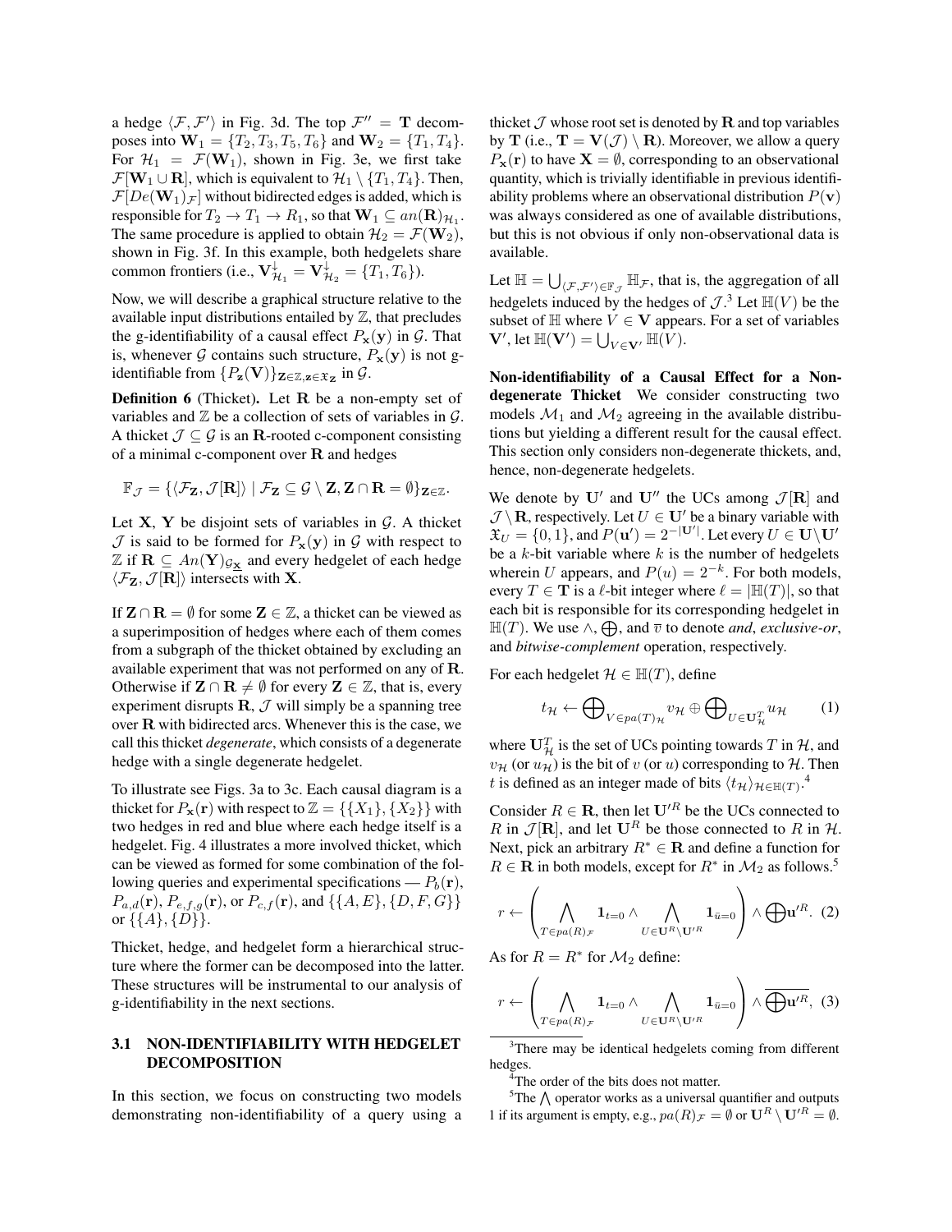a hedge $\langle \mathcal{F}, \mathcal{F}' \rangle$ in Fig. 3d. The top $\mathcal{F}'' = \mathbf{T}$ decomposes into $\mathbf{W}_1 = \{T_2, T_3, T_5, T_6\}$ and $\mathbf{W}_2 = \{T_1, T_4\}$. For $\mathcal{H}_1 = \mathcal{F}(\mathbf{W}_1)$, shown in Fig. 3e, we first take $\mathcal{F}[\mathbf{W}_1 \cup \mathbf{R}]$, which is equivalent to $\mathcal{H}_1 \setminus \{T_1, T_4\}$. Then, $\mathcal{F}[De(\mathbf{W}_1)_{\mathcal{F}}]$ without bidirected edges is added, which is responsible for $T_2 \to T_1 \to R_1$, so that $\mathbf{W}_1 \subseteq an(\mathbf{R})_{\mathcal{H}_1}$. The same procedure is applied to obtain $\mathcal{H}_2 = \mathcal{F}(\mathbf{W}_2)$, shown in Fig. 3f. In this example, both hedgelets share common frontiers (i.e., $\mathbf{V}^{\downarrow}_{\mathcal{H}_1} = \mathbf{V}^{\downarrow}_{\mathcal{H}_2} = \{T_1, T_6\}$).

Now, we will describe a graphical structure relative to the available input distributions entailed by $\mathbb{Z}$, that precludes the g-identifiability of a causal effect $P_{\mathbf{x}}(\mathbf{y})$ in $\mathcal{G}$. That is, whenever $\mathcal{G}$ contains such structure, $P_{\mathbf{x}}(\mathbf{y})$ is not g-identifiable from $\{P_{\mathbf{z}}(\mathbf{V})\}_{\mathbf{Z} \in \mathbb{Z}, \mathbf{z} \in \mathfrak{X}_{\mathbf{Z}}}$ in $\mathcal{G}$.

**Definition 6** (Thicket). Let $\mathbf{R}$ be a non-empty set of variables and $\mathbb{Z}$ be a collection of sets of variables in $\mathcal{G}$. A thicket $\mathcal{J} \subseteq \mathcal{G}$ is an $\mathbf{R}$-rooted c-component consisting of a minimal c-component over $\mathbf{R}$ and hedges

$$\mathbb{F}_{\mathcal{J}} = \{\langle \mathcal{F}_{\mathbf{Z}}, \mathcal{J}[\mathbf{R}] \rangle \mid \mathcal{F}_{\mathbf{Z}} \subseteq \mathcal{G} \setminus \mathbf{Z}, \mathbf{Z} \cap \mathbf{R} = \emptyset\}_{\mathbf{Z} \in \mathbb{Z}}.$$

Let $\mathbf{X}$, $\mathbf{Y}$ be disjoint sets of variables in $\mathcal{G}$. A thicket $\mathcal{J}$ is said to be formed for $P_{\mathbf{x}}(\mathbf{y})$ in $\mathcal{G}$ with respect to $\mathbb{Z}$ if $\mathbf{R} \subseteq An(\mathbf{Y})_{\mathcal{G}_{\underline{\mathbf{X}}}}$ and every hedgelet of each hedge $\langle \mathcal{F}_{\mathbf{Z}}, \mathcal{J}[\mathbf{R}] \rangle$ intersects with $\mathbf{X}$.

If $\mathbf{Z} \cap \mathbf{R} = \emptyset$ for some $\mathbf{Z} \in \mathbb{Z}$, a thicket can be viewed as a superimposition of hedges where each of them comes from a subgraph of the thicket obtained by excluding an available experiment that was not performed on any of $\mathbf{R}$. Otherwise if $\mathbf{Z} \cap \mathbf{R} \neq \emptyset$ for every $\mathbf{Z} \in \mathbb{Z}$, that is, every experiment disrupts $\mathbf{R}$, $\mathcal{J}$ will simply be a spanning tree over $\mathbf{R}$ with bidirected arcs. Whenever this is the case, we call this thicket *degenerate*, which consists of a degenerate hedge with a single degenerate hedgelet.

To illustrate see Figs. 3a to 3c. Each causal diagram is a thicket for $P_{\mathbf{x}}(\mathbf{r})$ with respect to $\mathbb{Z} = \{\{X_1\}, \{X_2\}\}$ with two hedges in red and blue where each hedge itself is a hedgelet. Fig. 4 illustrates a more involved thicket, which can be viewed as formed for some combination of the following queries and experimental specifications — $P_b(\mathbf{r})$, $P_{a,d}(\mathbf{r})$, $P_{e,f,g}(\mathbf{r})$, or $P_{c,f}(\mathbf{r})$, and $\{\{A, E\}, \{D, F, G\}\}$ or $\{\{A\}, \{D\}\}$.

Thicket, hedge, and hedgelet form a hierarchical structure where the former can be decomposed into the latter. These structures will be instrumental to our analysis of g-identifiability in the next sections.

### 3.1 NON-IDENTIFIABILITY WITH HEDGELET DECOMPOSITION

In this section, we focus on constructing two models demonstrating non-identifiability of a query using a thicket $\mathcal{J}$ whose root set is denoted by $\mathbf{R}$ and top variables by $\mathbf{T}$ (i.e., $\mathbf{T} = \mathbf{V}(\mathcal{J}) \setminus \mathbf{R}$). Moreover, we allow a query $P_{\mathbf{x}}(\mathbf{r})$ to have $\mathbf{X} = \emptyset$, corresponding to an observational quantity, which is trivially identifiable in previous identifiability problems where an observational distribution $P(\mathbf{v})$ was always considered as one of available distributions, but this is not obvious if only non-observational data is available.

Let $\mathbb{H} = \bigcup_{\langle \mathcal{F}, \mathcal{F}' \rangle \in \mathbb{F}_{\mathcal{J}}} \mathbb{H}_{\mathcal{F}}$, that is, the aggregation of all hedgelets induced by the hedges of $\mathcal{J}$.[3] Let $\mathbb{H}(V)$ be the subset of $\mathbb{H}$ where $V \in \mathbf{V}$ appears. For a set of variables $\mathbf{V}'$, let $\mathbb{H}(\mathbf{V}') = \bigcup_{V \in \mathbf{V}'} \mathbb{H}(V)$.

**Non-identifiability of a Causal Effect for a Non-degenerate Thicket** We consider constructing two models $\mathcal{M}_1$ and $\mathcal{M}_2$ agreeing in the available distributions but yielding a different result for the causal effect. This section only considers non-degenerate thickets, and, hence, non-degenerate hedgelets.

We denote by $\mathbf{U}'$ and $\mathbf{U}''$ the UCs among $\mathcal{J}[\mathbf{R}]$ and $\mathcal{J} \setminus \mathbf{R}$, respectively. Let $U \in \mathbf{U}'$ be a binary variable with $\mathfrak{X}_U = \{0, 1\}$, and $P(\mathbf{u}') = 2^{-|\mathbf{U}'|}$. Let every $U \in \mathbf{U} \setminus \mathbf{U}'$ be a $k$-bit variable where $k$ is the number of hedgelets wherein $U$ appears, and $P(u) = 2^{-k}$. For both models, every $T \in \mathbf{T}$ is a $\ell$-bit integer where $\ell = |\mathbb{H}(T)|$, so that each bit is responsible for its corresponding hedgelet in $\mathbb{H}(T)$. We use $\wedge$, $\bigoplus$, and $\overline{v}$ to denote *and*, *exclusive-or*, and *bitwise-complement* operation, respectively.

For each hedgelet $\mathcal{H} \in \mathbb{H}(T)$, define

$$t_{\mathcal{H}} \leftarrow \bigoplus\nolimits_{V \in pa(T)_{\mathcal{H}}} v_{\mathcal{H}} \oplus \bigoplus\nolimits_{U \in \mathbf{U}^T_{\mathcal{H}}} u_{\mathcal{H}} \qquad (1)$$

where $\mathbf{U}^T_{\mathcal{H}}$ is the set of UCs pointing towards $T$ in $\mathcal{H}$, and $v_{\mathcal{H}}$ (or $u_{\mathcal{H}}$) is the bit of $v$ (or $u$) corresponding to $\mathcal{H}$. Then $t$ is defined as an integer made of bits $\langle t_{\mathcal{H}} \rangle_{\mathcal{H} \in \mathbb{H}(T)}$.[4]

Consider $R \in \mathbf{R}$, then let $\mathbf{U}'^R$ be the UCs connected to $R$ in $\mathcal{J}[\mathbf{R}]$, and let $\mathbf{U}^R$ be those connected to $R$ in $\mathcal{H}$. Next, pick an arbitrary $R^* \in \mathbf{R}$ and define a function for $R \in \mathbf{R}$ in both models, except for $R^*$ in $\mathcal{M}_2$ as follows.[5]

$$r \leftarrow \left( \bigwedge_{T \in pa(R)_{\mathcal{F}}} \mathbf{1}_{t=0} \wedge \bigwedge_{U \in \mathbf{U}^R \setminus \mathbf{U}'^R} \mathbf{1}_{\bar{u}=0} \right) \wedge \bigoplus \mathbf{u}'^R. \quad (2)$$

As for $R = R^*$ for $\mathcal{M}_2$ define:

$$r \leftarrow \left( \bigwedge_{T \in pa(R)_{\mathcal{F}}} \mathbf{1}_{t=0} \wedge \bigwedge_{U \in \mathbf{U}^R \setminus \mathbf{U}'^R} \mathbf{1}_{\bar{u}=0} \right) \wedge \overline{\bigoplus \mathbf{u}'^R}, \quad (3)$$

[3] There may be identical hedgelets coming from different hedges.

[4] The order of the bits does not matter.

[5] The $\bigwedge$ operator works as a universal quantifier and outputs 1 if its argument is empty, e.g., $pa(R)_{\mathcal{F}} = \emptyset$ or $\mathbf{U}^R \setminus \mathbf{U}'^R = \emptyset$.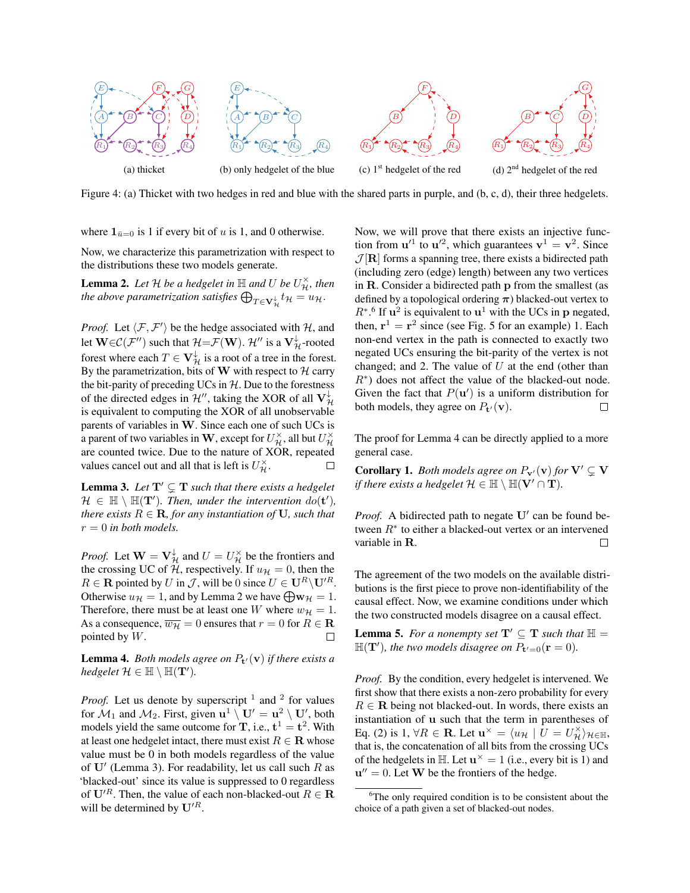(a) thicket (b) only hedgelet of the blue (c) 1st hedgelet of the red (d) 2nd hedgelet of the red

Figure 4: (a) Thicket with two hedges in red and blue with the shared parts in purple, and (b, c, d), their three hedgelets.

where $\mathbf{1}_{\bar{u}=0}$ is 1 if every bit of $u$ is 1, and 0 otherwise.

Now, we characterize this parametrization with respect to the distributions these two models generate.

**Lemma 2.** *Let $\mathcal{H}$ be a hedgelet in $\mathbb{H}$ and $U$ be $U^{\times}_{\mathcal{H}}$, then the above parametrization satisfies $\bigoplus_{T \in \mathbf{V}^{\downarrow}_{\mathcal{H}}} t_{\mathcal{H}} = u_{\mathcal{H}}$.*

*Proof.* Let $\langle \mathcal{F}, \mathcal{F}' \rangle$ be the hedge associated with $\mathcal{H}$, and let $\mathbf{W} \in \mathcal{C}(\mathcal{F}'')$ such that $\mathcal{H} = \mathcal{F}(\mathbf{W})$. $\mathcal{H}''$ is a $\mathbf{V}^{\downarrow}_{\mathcal{H}}$-rooted forest where each $T \in \mathbf{V}^{\downarrow}_{\mathcal{H}}$ is a root of a tree in the forest. By the parametrization, bits of $\mathbf{W}$ with respect to $\mathcal{H}$ carry the bit-parity of preceding UCs in $\mathcal{H}$. Due to the forestness of the directed edges in $\mathcal{H}''$, taking the XOR of all $\mathbf{V}^{\downarrow}_{\mathcal{H}}$ is equivalent to computing the XOR of all unobservable parents of variables in $\mathbf{W}$. Since each one of such UCs is a parent of two variables in $\mathbf{W}$, except for $U^{\times}_{\mathcal{H}}$, all but $U^{\times}_{\mathcal{H}}$ are counted twice. Due to the nature of XOR, repeated values cancel out and all that is left is $U^{\times}_{\mathcal{H}}$. $\square$

**Lemma 3.** *Let $\mathbf{T}' \subsetneq \mathbf{T}$ such that there exists a hedgelet $\mathcal{H} \in \mathbb{H} \setminus \mathbb{H}(\mathbf{T}')$. Then, under the intervention $do(\mathbf{t}')$, there exists $R \in \mathbf{R}$, for any instantiation of $\mathbf{U}$, such that $r = 0$ in both models.*

*Proof.* Let $\mathbf{W} = \mathbf{V}^{\downarrow}_{\mathcal{H}}$ and $U = U^{\times}_{\mathcal{H}}$ be the frontiers and the crossing UC of $\mathcal{H}$, respectively. If $u_{\mathcal{H}} = 0$, then the $R \in \mathbf{R}$ pointed by $U$ in $\mathcal{J}$, will be 0 since $U \in \mathbf{U}^{R} \setminus \mathbf{U}'^{R}$. Otherwise $u_{\mathcal{H}} = 1$, and by Lemma 2 we have $\bigoplus \mathbf{w}_{\mathcal{H}} = 1$. Therefore, there must be at least one $W$ where $w_{\mathcal{H}} = 1$. As a consequence, $\overline{w_{\mathcal{H}}} = 0$ ensures that $r = 0$ for $R \in \mathbf{R}$ pointed by $W$. $\square$

**Lemma 4.** *Both models agree on $P_{\mathbf{t}'}(\mathbf{v})$ if there exists a hedgelet $\mathcal{H} \in \mathbb{H} \setminus \mathbb{H}(\mathbf{T}')$.*

*Proof.* Let us denote by superscript $^1$ and $^2$ for values for $\mathcal{M}_1$ and $\mathcal{M}_2$. First, given $\mathbf{u}^1 \setminus \mathbf{U}' = \mathbf{u}^2 \setminus \mathbf{U}'$, both models yield the same outcome for $\mathbf{T}$, i.e., $\mathbf{t}^1 = \mathbf{t}^2$. With at least one hedgelet intact, there must exist $R \in \mathbf{R}$ whose value must be 0 in both models regardless of the value of $\mathbf{U}'$ (Lemma 3). For readability, let us call such $R$ as 'blacked-out' since its value is suppressed to 0 regardless of $\mathbf{U}'^{R}$. Then, the value of each non-blacked-out $R \in \mathbf{R}$ will be determined by $\mathbf{U}'^{R}$.

Now, we will prove that there exists an injective function from $\mathbf{u}'^1$ to $\mathbf{u}'^2$, which guarantees $\mathbf{v}^1 = \mathbf{v}^2$. Since $\mathcal{J}[\mathbf{R}]$ forms a spanning tree, there exists a bidirected path (including zero (edge) length) between any two vertices in $\mathbf{R}$. Consider a bidirected path $\mathbf{p}$ from the smallest (as defined by a topological ordering $\boldsymbol{\pi}$) blacked-out vertex to $R^*$.[6] If $\mathbf{u}^2$ is equivalent to $\mathbf{u}^1$ with the UCs in $\mathbf{p}$ negated, then, $\mathbf{r}^1 = \mathbf{r}^2$ since (see Fig. 5 for an example) 1. Each non-end vertex in the path is connected to exactly two negated UCs ensuring the bit-parity of the vertex is not changed; and 2. The value of $U$ at the end (other than $R^*$) does not affect the value of the blacked-out node. Given the fact that $P(\mathbf{u}')$ is a uniform distribution for both models, they agree on $P_{\mathbf{t}'}(\mathbf{v})$. $\square$

The proof for Lemma 4 can be directly applied to a more general case.

**Corollary 1.** *Both models agree on $P_{\mathbf{v}'}(\mathbf{v})$ for $\mathbf{V}' \subsetneq \mathbf{V}$ if there exists a hedgelet $\mathcal{H} \in \mathbb{H} \setminus \mathbb{H}(\mathbf{V}' \cap \mathbf{T})$.*

*Proof.* A bidirected path to negate $\mathbf{U}'$ can be found between $R^*$ to either a blacked-out vertex or an intervened variable in $\mathbf{R}$. $\square$

The agreement of the two models on the available distributions is the first piece to prove non-identifiability of the causal effect. Now, we examine conditions under which the two constructed models disagree on a causal effect.

**Lemma 5.** *For a nonempty set $\mathbf{T}' \subseteq \mathbf{T}$ such that $\mathbb{H} = \mathbb{H}(\mathbf{T}')$, the two models disagree on $P_{\mathbf{t}'=0}(\mathbf{r} = 0)$.*

*Proof.* By the condition, every hedgelet is intervened. We first show that there exists a non-zero probability for every $R \in \mathbf{R}$ being not blacked-out. In words, there exists an instantiation of $\mathbf{u}$ such that the term in parentheses of Eq. (2) is 1, $\forall R \in \mathbf{R}$. Let $\mathbf{u}^{\times} = \langle u_{\mathcal{H}} \mid U = U^{\times}_{\mathcal{H}} \rangle_{\mathcal{H} \in \mathbb{H}}$, that is, the concatenation of all bits from the crossing UCs of the hedgelets in $\mathbb{H}$. Let $\mathbf{u}^{\times} = 1$ (i.e., every bit is 1) and $\mathbf{u}'' = 0$. Let $\mathbf{W}$ be the frontiers of the hedge.

[6] The only required condition is to be consistent about the choice of a path given a set of blacked-out nodes.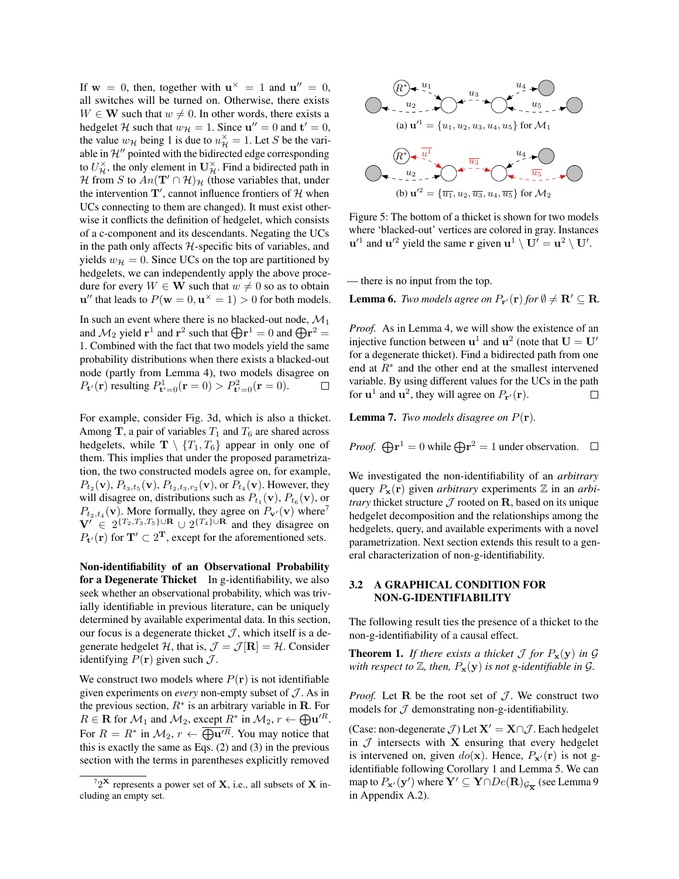If $\mathbf{w} = 0$, then, together with $\mathbf{u}^{\times} = 1$ and $\mathbf{u}'' = 0$, all switches will be turned on. Otherwise, there exists $W \in \mathbf{W}$ such that $w \neq 0$. In other words, there exists a hedgelet $\mathcal{H}$ such that $w_{\mathcal{H}} = 1$. Since $\mathbf{u}'' = 0$ and $\mathbf{t}' = 0$, the value $w_{\mathcal{H}}$ being 1 is due to $u^{\times}_{\mathcal{H}} = 1$. Let $S$ be the variable in $\mathcal{H}''$ pointed with the bidirected edge corresponding to $U^{\times}_{\mathcal{H}}$, the only element in $\mathbf{U}^{\times}_{\mathcal{H}}$. Find a bidirected path in $\mathcal{H}$ from $S$ to $An(\mathbf{T}' \cap \mathcal{H})_{\mathcal{H}}$ (those variables that, under the intervention $\mathbf{T}'$, cannot influence frontiers of $\mathcal{H}$ when UCs connecting to them are changed). It must exist otherwise it conflicts the definition of hedgelet, which consists of a c-component and its descendants. Negating the UCs in the path only affects $\mathcal{H}$-specific bits of variables, and yields $w_{\mathcal{H}} = 0$. Since UCs on the top are partitioned by hedgelets, we can independently apply the above procedure for every $W \in \mathbf{W}$ such that $w \neq 0$ so as to obtain $\mathbf{u}''$ that leads to $P(\mathbf{w} = 0, \mathbf{u}^{\times} = 1) > 0$ for both models.

In such an event where there is no blacked-out node, $\mathcal{M}_1$ and $\mathcal{M}_2$ yield $\mathbf{r}^1$ and $\mathbf{r}^2$ such that $\bigoplus \mathbf{r}^1 = 0$ and $\bigoplus \mathbf{r}^2 = 1$. Combined with the fact that two models yield the same probability distributions when there exists a blacked-out node (partly from Lemma 4), two models disagree on $P_{\mathbf{t}'}(\mathbf{r})$ resulting $P^1_{\mathbf{t}'=0}(\mathbf{r} = 0) > P^2_{\mathbf{t}'=0}(\mathbf{r} = 0)$. $\square$

For example, consider Fig. 3d, which is also a thicket. Among $\mathbf{T}$, a pair of variables $T_1$ and $T_6$ are shared across hedgelets, while $\mathbf{T} \setminus \{T_1, T_6\}$ appear in only one of them. This implies that under the proposed parametrization, the two constructed models agree on, for example, $P_{t_2}(\mathbf{v})$, $P_{t_3,t_5}(\mathbf{v})$, $P_{t_2,t_3,r_2}(\mathbf{v})$, or $P_{t_4}(\mathbf{v})$. However, they will disagree on, distributions such as $P_{t_1}(\mathbf{v})$, $P_{t_6}(\mathbf{v})$, or $P_{t_2,t_4}(\mathbf{v})$. More formally, they agree on $P_{\mathbf{v}'}(\mathbf{v})$ where[7] $\mathbf{V}' \in 2^{\{T_2,T_3,T_5\} \cup \mathbf{R}} \cup 2^{\{T_4\} \cup \mathbf{R}}$ and they disagree on $P_{\mathbf{t}'}(\mathbf{r})$ for $\mathbf{T}' \subset 2^{\mathbf{T}}$, except for the aforementioned sets.

**Non-identifiability of an Observational Probability for a Degenerate Thicket** In g-identifiability, we also seek whether an observational probability, which was trivially identifiable in previous literature, can be uniquely determined by available experimental data. In this section, our focus is a degenerate thicket $\mathcal{J}$, which itself is a degenerate hedgelet $\mathcal{H}$, that is, $\mathcal{J} = \mathcal{J}[\mathbf{R}] = \mathcal{H}$. Consider identifying $P(\mathbf{r})$ given such $\mathcal{J}$.

We construct two models where $P(\mathbf{r})$ is not identifiable given experiments on *every* non-empty subset of $\mathcal{J}$. As in the previous section, $R^*$ is an arbitrary variable in $\mathbf{R}$. For $R \in \mathbf{R}$ for $\mathcal{M}_1$ and $\mathcal{M}_2$, except $R^*$ in $\mathcal{M}_2$, $r \leftarrow \bigoplus \mathbf{u}'^R$. For $R = R^*$ in $\mathcal{M}_2$, $r \leftarrow \overline{\bigoplus \mathbf{u}'^R}$. You may notice that this is exactly the same as Eqs. (2) and (3) in the previous section with the terms in parentheses explicitly removed — there is no input from the top.

[7] $2^{\mathbf{X}}$ represents a power set of $\mathbf{X}$, i.e., all subsets of $\mathbf{X}$ including an empty set.

(a) $\mathbf{u}'^1 = \{u_1, u_2, u_3, u_4, u_5\}$ for $\mathcal{M}_1$

(b) $\mathbf{u}'^2 = \{\overline{u_1}, u_2, \overline{u_3}, u_4, \overline{u_5}\}$ for $\mathcal{M}_2$

Figure 5: The bottom of a thicket is shown for two models where 'blacked-out' vertices are colored in gray. Instances $\mathbf{u}'^1$ and $\mathbf{u}'^2$ yield the same $\mathbf{r}$ given $\mathbf{u}^1 \setminus \mathbf{U}' = \mathbf{u}^2 \setminus \mathbf{U}'$.

**Lemma 6.** *Two models agree on $P_{\mathbf{r}'}(\mathbf{r})$ for $\emptyset \neq \mathbf{R}' \subseteq \mathbf{R}$.*

*Proof.* As in Lemma 4, we will show the existence of an injective function between $\mathbf{u}^1$ and $\mathbf{u}^2$ (note that $\mathbf{U} = \mathbf{U}'$ for a degenerate thicket). Find a bidirected path from one end at $R^*$ and the other end at the smallest intervened variable. By using different values for the UCs in the path for $\mathbf{u}^1$ and $\mathbf{u}^2$, they will agree on $P_{\mathbf{r}'}(\mathbf{r})$. $\square$

**Lemma 7.** *Two models disagree on $P(\mathbf{r})$.*

*Proof.* $\bigoplus \mathbf{r}^1 = 0$ while $\bigoplus \mathbf{r}^2 = 1$ under observation. $\square$

We investigated the non-identifiability of an *arbitrary* query $P_{\mathbf{x}}(\mathbf{r})$ given *arbitrary* experiments $\mathbb{Z}$ in an *arbitrary* thicket structure $\mathcal{J}$ rooted on $\mathbf{R}$, based on its unique hedgelet decomposition and the relationships among the hedgelets, query, and available experiments with a novel parametrization. Next section extends this result to a general characterization of non-g-identifiability.

## 3.2 A GRAPHICAL CONDITION FOR NON-G-IDENTIFIABILITY

The following result ties the presence of a thicket to the non-g-identifiability of a causal effect.

**Theorem 1.** *If there exists a thicket $\mathcal{J}$ for $P_{\mathbf{x}}(\mathbf{y})$ in $\mathcal{G}$ with respect to $\mathbb{Z}$, then, $P_{\mathbf{x}}(\mathbf{y})$ is not g-identifiable in $\mathcal{G}$.*

*Proof.* Let $\mathbf{R}$ be the root set of $\mathcal{J}$. We construct two models for $\mathcal{J}$ demonstrating non-g-identifiability.

(Case: non-degenerate $\mathcal{J}$) Let $\mathbf{X}' = \mathbf{X} \cap \mathcal{J}$. Each hedgelet in $\mathcal{J}$ intersects with $\mathbf{X}$ ensuring that every hedgelet is intervened on, given $do(\mathbf{x})$. Hence, $P_{\mathbf{x}'}(\mathbf{r})$ is not g-identifiable following Corollary 1 and Lemma 5. We can map to $P_{\mathbf{x}'}(\mathbf{y}')$ where $\mathbf{Y}' \subseteq \mathbf{Y} \cap De(\mathbf{R})_{\mathcal{G}_{\overline{\mathbf{X}}}}$ (see Lemma 9 in Appendix A.2).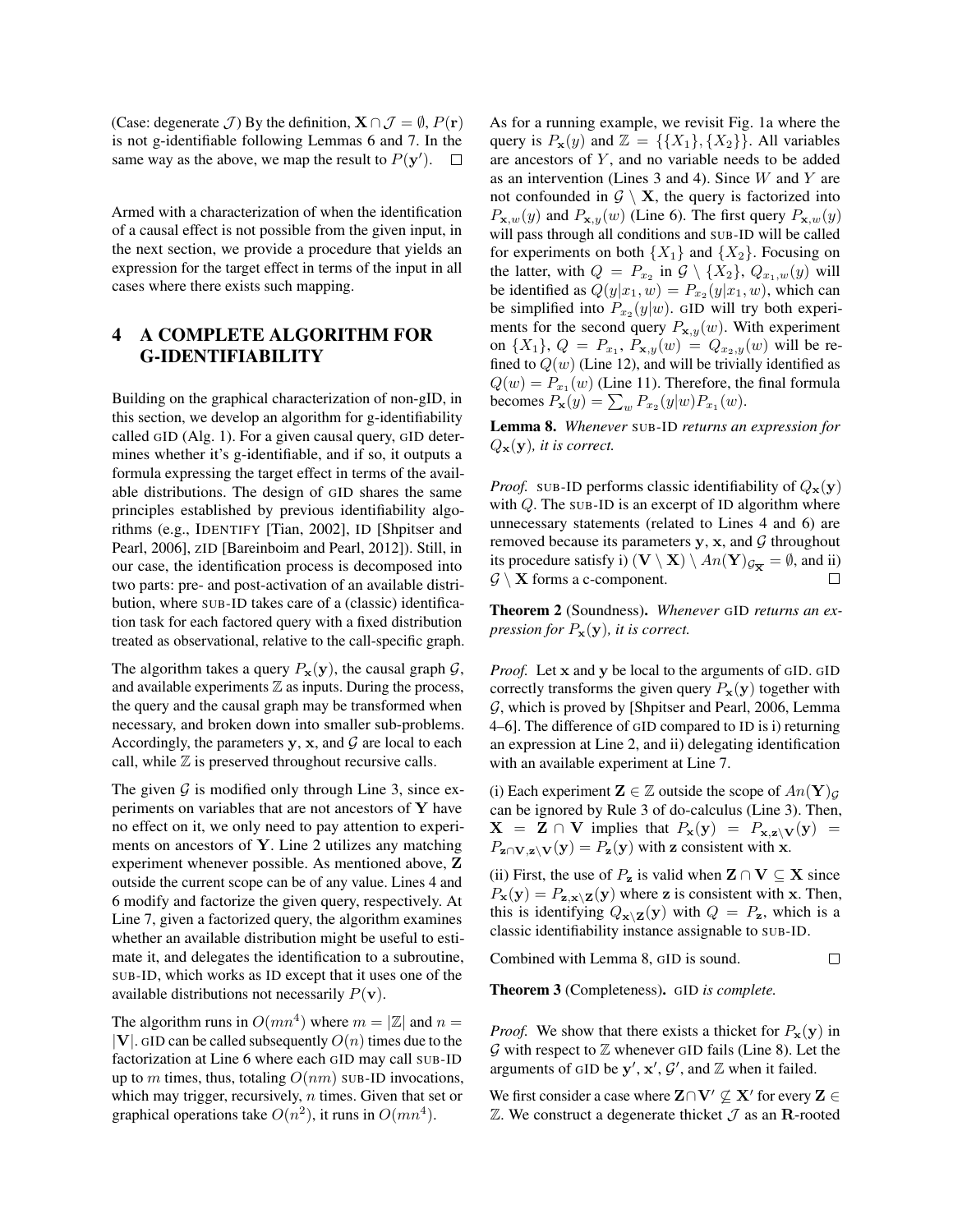(Case: degenerate $\mathcal{J}$) By the definition, $\mathbf{X} \cap \mathcal{J} = \emptyset$, $P(\mathbf{r})$ is not g-identifiable following Lemmas 6 and 7. In the same way as the above, we map the result to $P(\mathbf{y}')$. $\square$

Armed with a characterization of when the identification of a causal effect is not possible from the given input, in the next section, we provide a procedure that yields an expression for the target effect in terms of the input in all cases where there exists such mapping.

## 4 A COMPLETE ALGORITHM FOR G-IDENTIFIABILITY

Building on the graphical characterization of non-gID, in this section, we develop an algorithm for g-identifiability called GID (Alg. 1). For a given causal query, GID determines whether it's g-identifiable, and if so, it outputs a formula expressing the target effect in terms of the available distributions. The design of GID shares the same principles established by previous identifiability algorithms (e.g., IDENTIFY [Tian, 2002], ID [Shpitser and Pearl, 2006], zID [Bareinboim and Pearl, 2012]). Still, in our case, the identification process is decomposed into two parts: pre- and post-activation of an available distribution, where SUB-ID takes care of a (classic) identification task for each factored query with a fixed distribution treated as observational, relative to the call-specific graph.

The algorithm takes a query $P_{\mathbf{x}}(\mathbf{y})$, the causal graph $\mathcal{G}$, and available experiments $\mathbb{Z}$ as inputs. During the process, the query and the causal graph may be transformed when necessary, and broken down into smaller sub-problems. Accordingly, the parameters $\mathbf{y}$, $\mathbf{x}$, and $\mathcal{G}$ are local to each call, while $\mathbb{Z}$ is preserved throughout recursive calls.

The given $\mathcal{G}$ is modified only through Line 3, since experiments on variables that are not ancestors of $\mathbf{Y}$ have no effect on it, we only need to pay attention to experiments on ancestors of $\mathbf{Y}$. Line 2 utilizes any matching experiment whenever possible. As mentioned above, $\mathbf{Z}$ outside the current scope can be of any value. Lines 4 and 6 modify and factorize the given query, respectively. At Line 7, given a factorized query, the algorithm examines whether an available distribution might be useful to estimate it, and delegates the identification to a subroutine, SUB-ID, which works as ID except that it uses one of the available distributions not necessarily $P(\mathbf{v})$.

The algorithm runs in $O(mn^4)$ where $m = |\mathbb{Z}|$ and $n = |\mathbf{V}|$. GID can be called subsequently $O(n)$ times due to the factorization at Line 6 where each GID may call SUB-ID up to $m$ times, thus, totaling $O(nm)$ SUB-ID invocations, which may trigger, recursively, $n$ times. Given that set or graphical operations take $O(n^2)$, it runs in $O(mn^4)$.

As for a running example, we revisit Fig. 1a where the query is $P_{\mathbf{x}}(y)$ and $\mathbb{Z} = \{\{X_1\}, \{X_2\}\}$. All variables are ancestors of $Y$, and no variable needs to be added as an intervention (Lines 3 and 4). Since $W$ and $Y$ are not confounded in $\mathcal{G} \setminus \mathbf{X}$, the query is factorized into $P_{\mathbf{x},w}(y)$ and $P_{\mathbf{x},y}(w)$ (Line 6). The first query $P_{\mathbf{x},w}(y)$ will pass through all conditions and SUB-ID will be called for experiments on both $\{X_1\}$ and $\{X_2\}$. Focusing on the latter, with $Q = P_{x_2}$ in $\mathcal{G} \setminus \{X_2\}$, $Q_{x_1,w}(y)$ will be identified as $Q(y|x_1, w) = P_{x_2}(y|x_1, w)$, which can be simplified into $P_{x_2}(y|w)$. GID will try both experiments for the second query $P_{\mathbf{x},y}(w)$. With experiment on $\{X_1\}$, $Q = P_{x_1}$, $P_{\mathbf{x},y}(w) = Q_{x_2,y}(w)$ will be refined to $Q(w)$ (Line 12), and will be trivially identified as $Q(w) = P_{x_1}(w)$ (Line 11). Therefore, the final formula becomes $P_{\mathbf{x}}(y) = \sum_w P_{x_2}(y|w) P_{x_1}(w)$.

**Lemma 8.** *Whenever* SUB-ID *returns an expression for* $Q_{\mathbf{x}}(\mathbf{y})$*, it is correct.*

*Proof.* SUB-ID performs classic identifiability of $Q_{\mathbf{x}}(\mathbf{y})$ with $Q$. The SUB-ID is an excerpt of ID algorithm where unnecessary statements (related to Lines 4 and 6) are removed because its parameters $\mathbf{y}$, $\mathbf{x}$, and $\mathcal{G}$ throughout its procedure satisfy i) $(\mathbf{V} \setminus \mathbf{X}) \setminus An(\mathbf{Y})_{\mathcal{G}_{\overline{\mathbf{X}}}} = \emptyset$, and ii) $\mathcal{G} \setminus \mathbf{X}$ forms a c-component. $\square$

**Theorem 2** (Soundness)**.** *Whenever* GID *returns an expression for* $P_{\mathbf{x}}(\mathbf{y})$*, it is correct.*

*Proof.* Let $\mathbf{x}$ and $\mathbf{y}$ be local to the arguments of GID. GID correctly transforms the given query $P_{\mathbf{x}}(\mathbf{y})$ together with $\mathcal{G}$, which is proved by [Shpitser and Pearl, 2006, Lemma 4–6]. The difference of GID compared to ID is i) returning an expression at Line 2, and ii) delegating identification with an available experiment at Line 7.

(i) Each experiment $\mathbf{Z} \in \mathbb{Z}$ outside the scope of $An(\mathbf{Y})_{\mathcal{G}}$ can be ignored by Rule 3 of do-calculus (Line 3). Then, $\mathbf{X} = \mathbf{Z} \cap \mathbf{V}$ implies that $P_{\mathbf{x}}(\mathbf{y}) = P_{\mathbf{x},\mathbf{z} \setminus \mathbf{V}}(\mathbf{y}) = P_{\mathbf{z} \cap \mathbf{V}, \mathbf{z} \setminus \mathbf{V}}(\mathbf{y}) = P_{\mathbf{z}}(\mathbf{y})$ with $\mathbf{z}$ consistent with $\mathbf{x}$.

(ii) First, the use of $P_{\mathbf{z}}$ is valid when $\mathbf{Z} \cap \mathbf{V} \subseteq \mathbf{X}$ since $P_{\mathbf{x}}(\mathbf{y}) = P_{\mathbf{z},\mathbf{x} \setminus \mathbf{z}}(\mathbf{y})$ where $\mathbf{z}$ is consistent with $\mathbf{x}$. Then, this is identifying $Q_{\mathbf{x} \setminus \mathbf{Z}}(\mathbf{y})$ with $Q = P_{\mathbf{z}}$, which is a classic identifiability instance assignable to SUB-ID.

Combined with Lemma 8, GID is sound. $\square$

**Theorem 3** (Completeness)**.** GID *is complete.*

*Proof.* We show that there exists a thicket for $P_{\mathbf{x}}(\mathbf{y})$ in $\mathcal{G}$ with respect to $\mathbb{Z}$ whenever GID fails (Line 8). Let the arguments of GID be $\mathbf{y}'$, $\mathbf{x}'$, $\mathcal{G}'$, and $\mathbb{Z}$ when it failed.

We first consider a case where $\mathbf{Z} \cap \mathbf{V}' \not\subseteq \mathbf{X}'$ for every $\mathbf{Z} \in \mathbb{Z}$. We construct a degenerate thicket $\mathcal{J}$ as an $\mathbf{R}$-rooted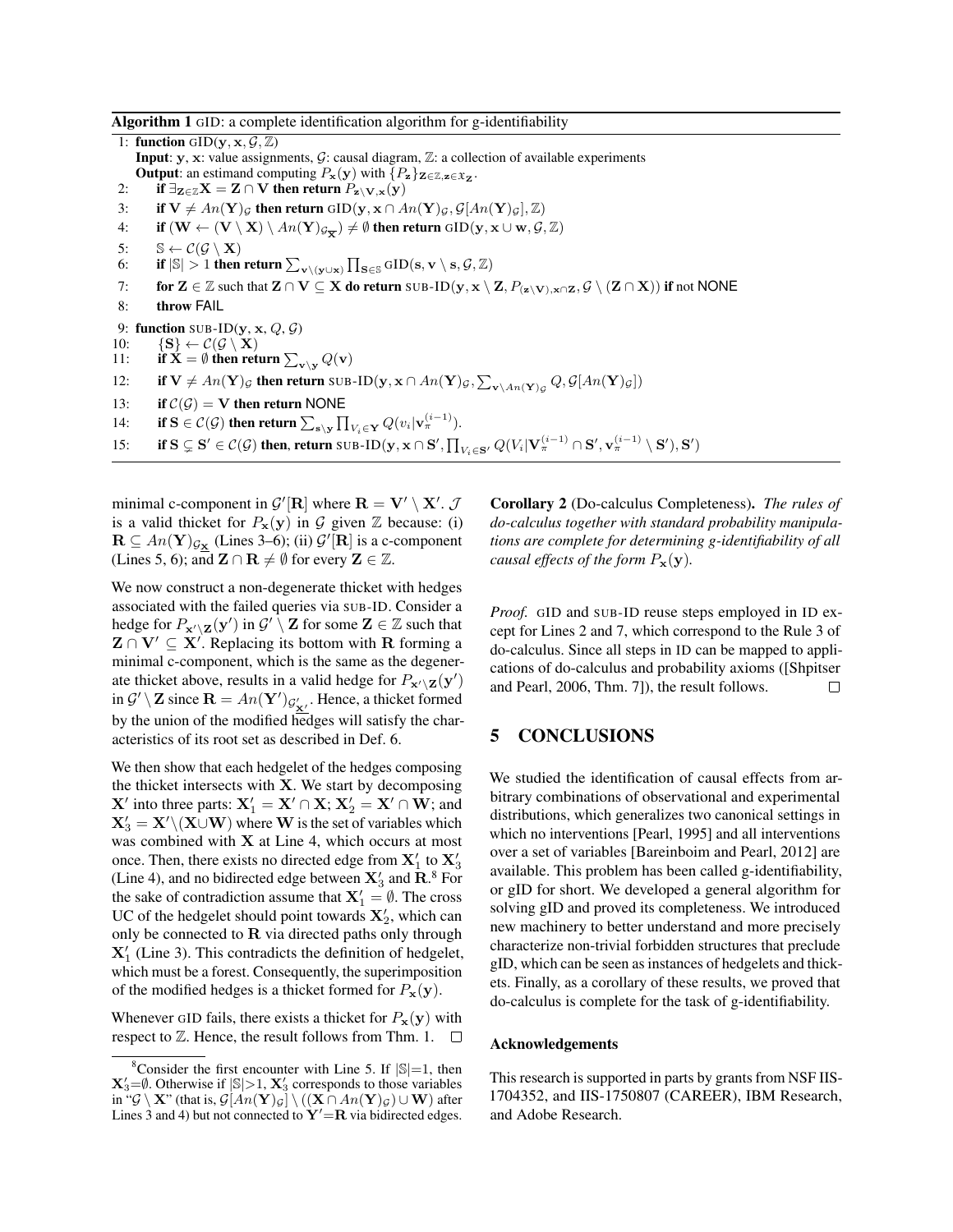**Algorithm 1** GID: a complete identification algorithm for g-identifiability

```
1: function GID(y, x, G, Z)
   Input: y, x: value assignments, G: causal diagram, Z: a collection of available experiments
   Output: an estimand computing P_x(y) with {P_z}_{Z∈Z, z∈X_Z}.
2:    if ∃_{Z∈Z} X = Z ∩ V then return P_{z\V,x}(y)
3:    if V ≠ An(Y)_G then return GID(y, x ∩ An(Y)_G, G[An(Y)_G], Z)
4:    if (W ← (V \ X) \ An(Y)_{G_{\bar{X}}}) ≠ ∅ then return GID(y, x ∪ w, G, Z)
5:    S ← C(G \ X)
6:    if |S| > 1 then return Σ_{v\(y∪x)} Π_{S∈S} GID(s, v \ s, G, Z)
7:    for Z ∈ Z such that Z ∩ V ⊆ X do return SUB-ID(y, x \ Z, P_{(z\V),x∩Z}, G \ (Z ∩ X)) if not NONE
8:    throw FAIL
9: function SUB-ID(y, x, Q, G)
10:   {S} ← C(G \ X)
11:   if X = ∅ then return Σ_{v\y} Q(v)
12:   if V ≠ An(Y)_G then return SUB-ID(y, x ∩ An(Y)_G, Σ_{v\An(Y)_G} Q, G[An(Y)_G])
13:   if C(G) = V then return NONE
14:   if S ∈ C(G) then return Σ_{s\y} Π_{V_i∈Y} Q(v_i | v_π^{(i-1)}).
15:   if S ⊊ S' ∈ C(G) then, return SUB-ID(y, x ∩ S', Π_{V_i∈S'} Q(V_i | V_π^{(i-1)} ∩ S', v_π^{(i-1)} \ S'), S')
```

minimal c-component in $\mathcal{G}'[\mathbf{R}]$ where $\mathbf{R} = \mathbf{V}' \setminus \mathbf{X}'$. $\mathcal{J}$ is a valid thicket for $P_{\mathbf{x}}(\mathbf{y})$ in $\mathcal{G}$ given $\mathbb{Z}$ because: (i) $\mathbf{R} \subseteq An(\mathbf{Y})_{\mathcal{G}_{\underline{\mathbf{X}}}}$ (Lines 3–6); (ii) $\mathcal{G}'[\mathbf{R}]$ is a c-component (Lines 5, 6); and $\mathbf{Z} \cap \mathbf{R} \neq \emptyset$ for every $\mathbf{Z} \in \mathbb{Z}$.

We now construct a non-degenerate thicket with hedges associated with the failed queries via SUB-ID. Consider a hedge for $P_{\mathbf{x}' \setminus \mathbf{Z}}(\mathbf{y}')$ in $\mathcal{G}' \setminus \mathbf{Z}$ for some $\mathbf{Z} \in \mathbb{Z}$ such that $\mathbf{Z} \cap \mathbf{V}' \subseteq \mathbf{X}'$. Replacing its bottom with $\mathbf{R}$ forming a minimal c-component, which is the same as the degenerate thicket above, results in a valid hedge for $P_{\mathbf{x}' \setminus \mathbf{Z}}(\mathbf{y}')$ in $\mathcal{G}' \setminus \mathbf{Z}$ since $\mathbf{R} = An(\mathbf{Y}')_{\mathcal{G}'_{\underline{\mathbf{X}'}}}$. Hence, a thicket formed by the union of the modified hedges will satisfy the characteristics of its root set as described in Def. 6.

We then show that each hedgelet of the hedges composing the thicket intersects with $\mathbf{X}$. We start by decomposing $\mathbf{X}'$ into three parts: $\mathbf{X}'_1 = \mathbf{X}' \cap \mathbf{X}$; $\mathbf{X}'_2 = \mathbf{X}' \cap \mathbf{W}$; and $\mathbf{X}'_3 = \mathbf{X}' \setminus (\mathbf{X} \cup \mathbf{W})$ where $\mathbf{W}$ is the set of variables which was combined with $\mathbf{X}$ at Line 4, which occurs at most once. Then, there exists no directed edge from $\mathbf{X}'_1$ to $\mathbf{X}'_3$ (Line 4), and no bidirected edge between $\mathbf{X}'_3$ and $\mathbf{R}$.[8] For the sake of contradiction assume that $\mathbf{X}'_1 = \emptyset$. The cross UC of the hedgelet should point towards $\mathbf{X}'_2$, which can only be connected to $\mathbf{R}$ via directed paths only through $\mathbf{X}'_1$ (Line 3). This contradicts the definition of hedgelet, which must be a forest. Consequently, the superimposition of the modified hedges is a thicket formed for $P_{\mathbf{x}}(\mathbf{y})$.

Whenever GID fails, there exists a thicket for $P_{\mathbf{x}}(\mathbf{y})$ with respect to $\mathbb{Z}$. Hence, the result follows from Thm. 1. $\square$

[8] Consider the first encounter with Line 5. If $|\mathbb{S}|=1$, then $\mathbf{X}'_3=\emptyset$. Otherwise if $|\mathbb{S}|>1$, $\mathbf{X}'_3$ corresponds to those variables in "$\mathcal{G} \setminus \mathbf{X}$" (that is, $\mathcal{G}[An(\mathbf{Y})_{\mathcal{G}}] \setminus ((\mathbf{X} \cap An(\mathbf{Y})_{\mathcal{G}}) \cup \mathbf{W})$ after Lines 3 and 4) but not connected to $\mathbf{Y}'=\mathbf{R}$ via bidirected edges.

**Corollary 2** (Do-calculus Completeness). *The rules of do-calculus together with standard probability manipulations are complete for determining g-identifiability of all causal effects of the form* $P_{\mathbf{x}}(\mathbf{y})$.

*Proof.* GID and SUB-ID reuse steps employed in ID except for Lines 2 and 7, which correspond to the Rule 3 of do-calculus. Since all steps in ID can be mapped to applications of do-calculus and probability axioms ([Shpitser and Pearl, 2006, Thm. 7]), the result follows. $\square$

# 5 CONCLUSIONS

We studied the identification of causal effects from arbitrary combinations of observational and experimental distributions, which generalizes two canonical settings in which no interventions [Pearl, 1995] and all interventions over a set of variables [Bareinboim and Pearl, 2012] are available. This problem has been called g-identifiability, or gID for short. We developed a general algorithm for solving gID and proved its completeness. We introduced new machinery to better understand and more precisely characterize non-trivial forbidden structures that preclude gID, which can be seen as instances of hedgelets and thickets. Finally, as a corollary of these results, we proved that do-calculus is complete for the task of g-identifiability.

## Acknowledgements

This research is supported in parts by grants from NSF IIS-1704352, and IIS-1750807 (CAREER), IBM Research, and Adobe Research.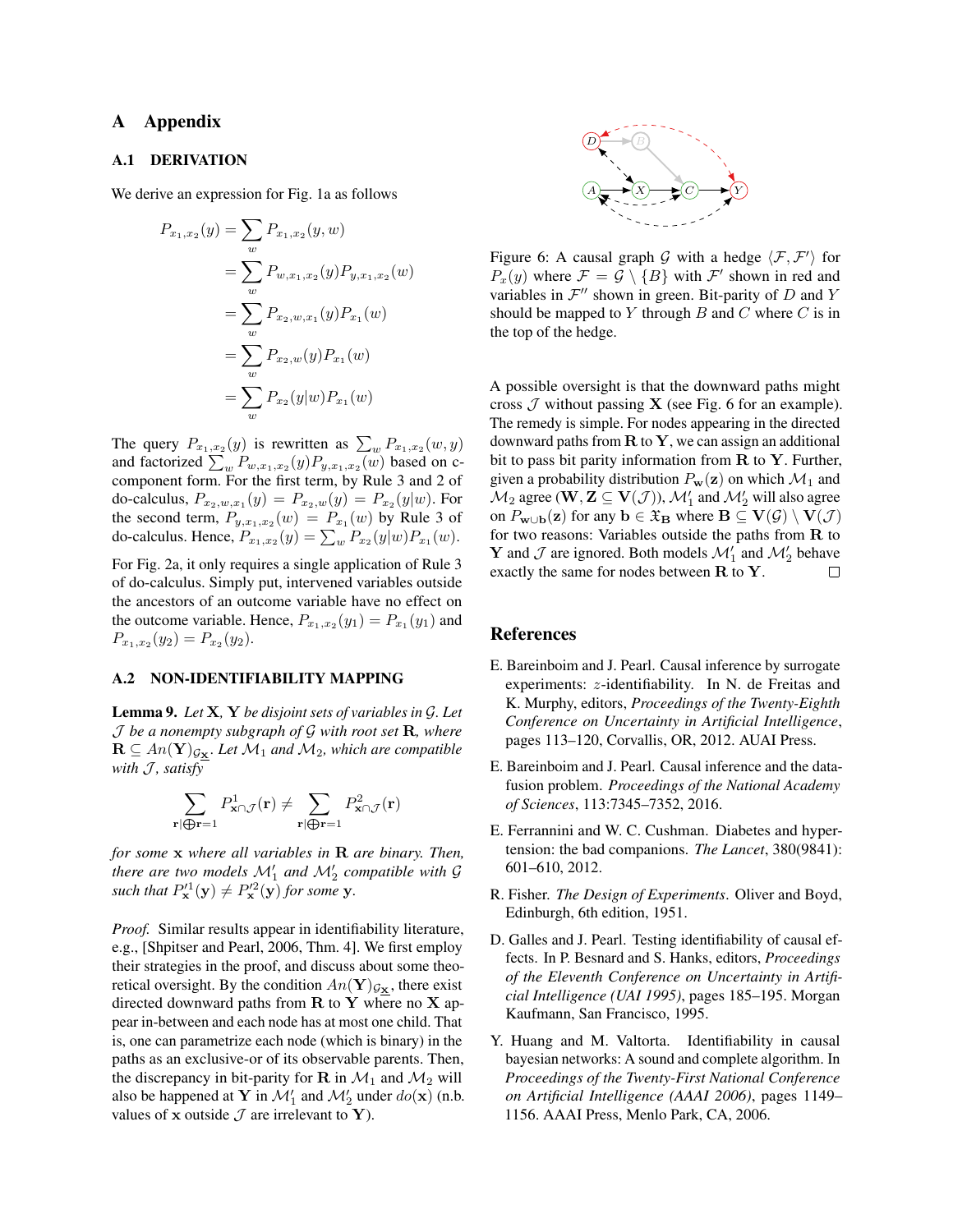# A Appendix

## A.1 DERIVATION

We derive an expression for Fig. 1a as follows

$$
\begin{aligned}
P_{x_1,x_2}(y) &= \sum_w P_{x_1,x_2}(y, w) \\
&= \sum_w P_{w,x_1,x_2}(y) P_{y,x_1,x_2}(w) \\
&= \sum_w P_{x_2,w,x_1}(y) P_{x_1}(w) \\
&= \sum_w P_{x_2,w}(y) P_{x_1}(w) \\
&= \sum_w P_{x_2}(y|w) P_{x_1}(w)
\end{aligned}
$$

The query $P_{x_1,x_2}(y)$ is rewritten as $\sum_w P_{x_1,x_2}(w, y)$ and factorized $\sum_w P_{w,x_1,x_2}(y) P_{y,x_1,x_2}(w)$ based on c-component form. For the first term, by Rule 3 and 2 of do-calculus, $P_{x_2,w,x_1}(y) = P_{x_2,w}(y) = P_{x_2}(y|w)$. For the second term, $P_{y,x_1,x_2}(w) = P_{x_1}(w)$ by Rule 3 of do-calculus. Hence, $P_{x_1,x_2}(y) = \sum_w P_{x_2}(y|w) P_{x_1}(w)$.

For Fig. 2a, it only requires a single application of Rule 3 of do-calculus. Simply put, intervened variables outside the ancestors of an outcome variable have no effect on the outcome variable. Hence, $P_{x_1,x_2}(y_1) = P_{x_1}(y_1)$ and $P_{x_1,x_2}(y_2) = P_{x_2}(y_2)$.

## A.2 NON-IDENTIFIABILITY MAPPING

**Lemma 9.** *Let* $\mathbf{X}$*,* $\mathbf{Y}$ *be disjoint sets of variables in* $\mathcal{G}$*. Let* $\mathcal{J}$ *be a nonempty subgraph of* $\mathcal{G}$ *with root set* $\mathbf{R}$*, where* $\mathbf{R} \subseteq An(\mathbf{Y})_{\mathcal{G}_{\underline{\mathbf{X}}}}$*. Let* $\mathcal{M}_1$ *and* $\mathcal{M}_2$*, which are compatible with* $\mathcal{J}$*, satisfy*

$$
\sum_{\mathbf{r} \mid \bigoplus \mathbf{r} = 1} P^1_{\mathbf{x} \cap \mathcal{J}}(\mathbf{r}) \neq \sum_{\mathbf{r} \mid \bigoplus \mathbf{r} = 1} P^2_{\mathbf{x} \cap \mathcal{J}}(\mathbf{r})
$$

*for some* $\mathbf{x}$ *where all variables in* $\mathbf{R}$ *are binary. Then, there are two models* $\mathcal{M}'_1$ *and* $\mathcal{M}'_2$ *compatible with* $\mathcal{G}$ *such that* $P'^1_{\mathbf{x}}(\mathbf{y}) \neq P'^2_{\mathbf{x}}(\mathbf{y})$ *for some* $\mathbf{y}$*.*

*Proof.* Similar results appear in identifiability literature, e.g., [Shpitser and Pearl, 2006, Thm. 4]. We first employ their strategies in the proof, and discuss about some theoretical oversight. By the condition $An(\mathbf{Y})_{\mathcal{G}_{\underline{\mathbf{X}}}}$, there exist directed downward paths from $\mathbf{R}$ to $\mathbf{Y}$ where no $\mathbf{X}$ appear in-between and each node has at most one child. That is, one can parametrize each node (which is binary) in the paths as an exclusive-or of its observable parents. Then, the discrepancy in bit-parity for $\mathbf{R}$ in $\mathcal{M}_1$ and $\mathcal{M}_2$ will also be happened at $\mathbf{Y}$ in $\mathcal{M}'_1$ and $\mathcal{M}'_2$ under $do(\mathbf{x})$ (n.b. values of $\mathbf{x}$ outside $\mathcal{J}$ are irrelevant to $\mathbf{Y}$).

Figure 6: A causal graph $\mathcal{G}$ with a hedge $\langle \mathcal{F}, \mathcal{F}' \rangle$ for $P_x(y)$ where $\mathcal{F} = \mathcal{G} \setminus \{B\}$ with $\mathcal{F}'$ shown in red and variables in $\mathcal{F}''$ shown in green. Bit-parity of $D$ and $Y$ should be mapped to $Y$ through $B$ and $C$ where $C$ is in the top of the hedge.

A possible oversight is that the downward paths might cross $\mathcal{J}$ without passing $\mathbf{X}$ (see Fig. 6 for an example). The remedy is simple. For nodes appearing in the directed downward paths from $\mathbf{R}$ to $\mathbf{Y}$, we can assign an additional bit to pass bit parity information from $\mathbf{R}$ to $\mathbf{Y}$. Further, given a probability distribution $P_{\mathbf{w}}(\mathbf{z})$ on which $\mathcal{M}_1$ and $\mathcal{M}_2$ agree ($\mathbf{W}, \mathbf{Z} \subseteq \mathbf{V}(\mathcal{J})$), $\mathcal{M}'_1$ and $\mathcal{M}'_2$ will also agree on $P_{\mathbf{w} \cup \mathbf{b}}(\mathbf{z})$ for any $\mathbf{b} \in \mathfrak{X}_{\mathbf{B}}$ where $\mathbf{B} \subseteq \mathbf{V}(\mathcal{G}) \setminus \mathbf{V}(\mathcal{J})$ for two reasons: Variables outside the paths from $\mathbf{R}$ to $\mathbf{Y}$ and $\mathcal{J}$ are ignored. Both models $\mathcal{M}'_1$ and $\mathcal{M}'_2$ behave exactly the same for nodes between $\mathbf{R}$ to $\mathbf{Y}$. □

# References

E. Bareinboim and J. Pearl. Causal inference by surrogate experiments: $z$-identifiability. In N. de Freitas and K. Murphy, editors, *Proceedings of the Twenty-Eighth Conference on Uncertainty in Artificial Intelligence*, pages 113–120, Corvallis, OR, 2012. AUAI Press.

E. Bareinboim and J. Pearl. Causal inference and the data-fusion problem. *Proceedings of the National Academy of Sciences*, 113:7345–7352, 2016.

E. Ferrannini and W. C. Cushman. Diabetes and hypertension: the bad companions. *The Lancet*, 380(9841): 601–610, 2012.

R. Fisher. *The Design of Experiments*. Oliver and Boyd, Edinburgh, 6th edition, 1951.

D. Galles and J. Pearl. Testing identifiability of causal effects. In P. Besnard and S. Hanks, editors, *Proceedings of the Eleventh Conference on Uncertainty in Artificial Intelligence (UAI 1995)*, pages 185–195. Morgan Kaufmann, San Francisco, 1995.

Y. Huang and M. Valtorta. Identifiability in causal bayesian networks: A sound and complete algorithm. In *Proceedings of the Twenty-First National Conference on Artificial Intelligence (AAAI 2006)*, pages 1149–1156. AAAI Press, Menlo Park, CA, 2006.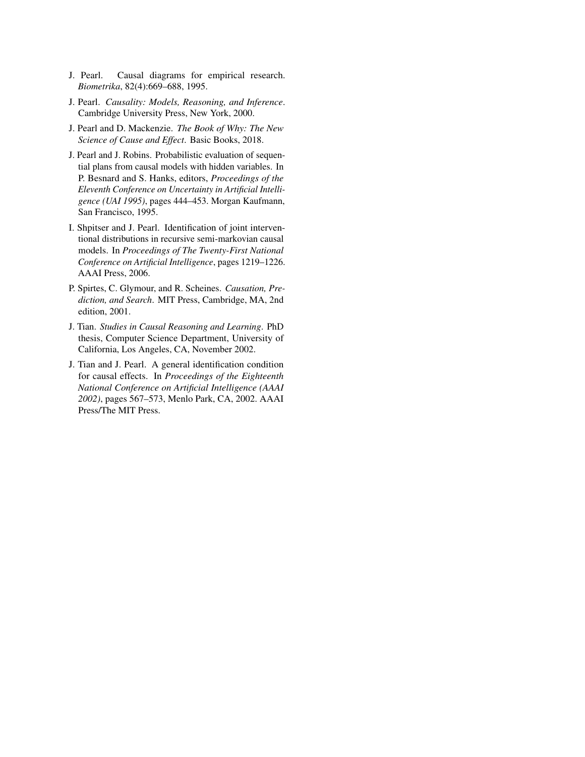J. Pearl. Causal diagrams for empirical research. *Biometrika*, 82(4):669–688, 1995.

J. Pearl. *Causality: Models, Reasoning, and Inference*. Cambridge University Press, New York, 2000.

J. Pearl and D. Mackenzie. *The Book of Why: The New Science of Cause and Effect*. Basic Books, 2018.

J. Pearl and J. Robins. Probabilistic evaluation of sequential plans from causal models with hidden variables. In P. Besnard and S. Hanks, editors, *Proceedings of the Eleventh Conference on Uncertainty in Artificial Intelligence (UAI 1995)*, pages 444–453. Morgan Kaufmann, San Francisco, 1995.

I. Shpitser and J. Pearl. Identification of joint interventional distributions in recursive semi-markovian causal models. In *Proceedings of The Twenty-First National Conference on Artificial Intelligence*, pages 1219–1226. AAAI Press, 2006.

P. Spirtes, C. Glymour, and R. Scheines. *Causation, Prediction, and Search*. MIT Press, Cambridge, MA, 2nd edition, 2001.

J. Tian. *Studies in Causal Reasoning and Learning*. PhD thesis, Computer Science Department, University of California, Los Angeles, CA, November 2002.

J. Tian and J. Pearl. A general identification condition for causal effects. In *Proceedings of the Eighteenth National Conference on Artificial Intelligence (AAAI 2002)*, pages 567–573, Menlo Park, CA, 2002. AAAI Press/The MIT Press.